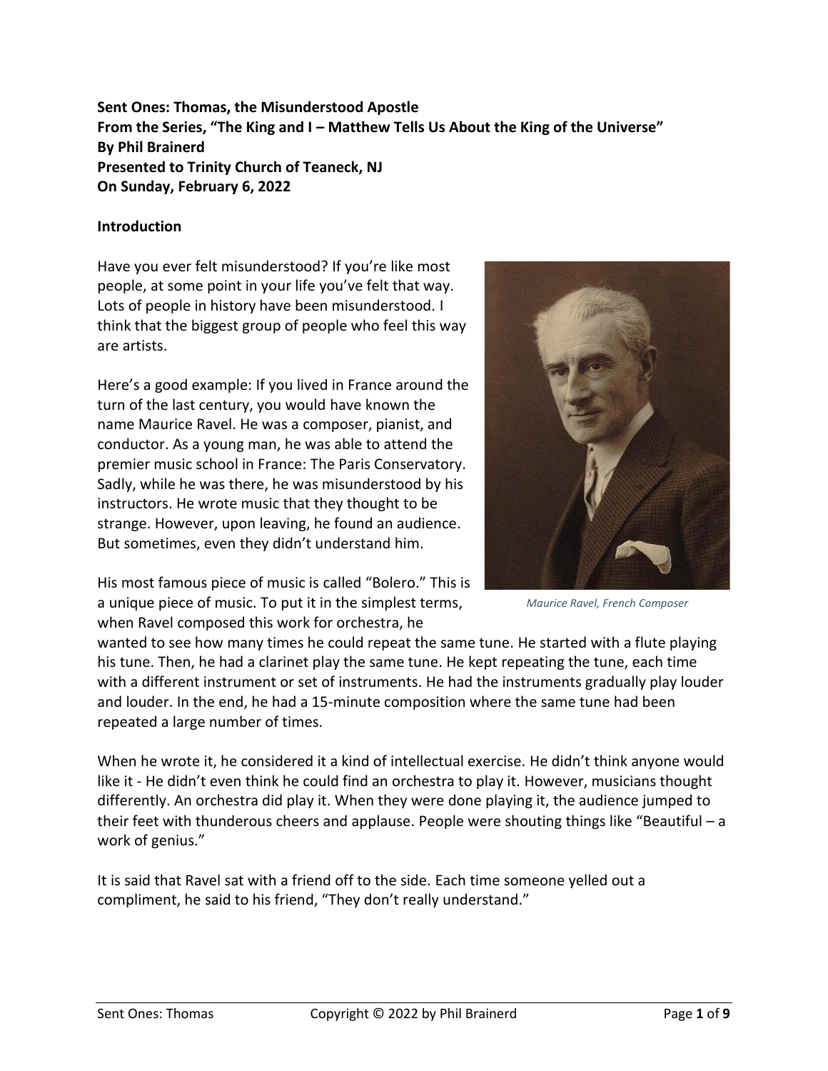**Sent Ones: Thomas, the Misunderstood Apostle**
**From the Series, "The King and I – Matthew Tells Us About the King of the Universe"**
**By Phil Brainerd**
**Presented to Trinity Church of Teaneck, NJ**
**On Sunday, February 6, 2022**

## Introduction

Have you ever felt misunderstood? If you're like most people, at some point in your life you've felt that way. Lots of people in history have been misunderstood. I think that the biggest group of people who feel this way are artists.

Here's a good example: If you lived in France around the turn of the last century, you would have known the name Maurice Ravel. He was a composer, pianist, and conductor. As a young man, he was able to attend the premier music school in France: The Paris Conservatory. Sadly, while he was there, he was misunderstood by his instructors. He wrote music that they thought to be strange. However, upon leaving, he found an audience. But sometimes, even they didn't understand him.

*Maurice Ravel, French Composer*

His most famous piece of music is called "Bolero." This is a unique piece of music. To put it in the simplest terms, when Ravel composed this work for orchestra, he wanted to see how many times he could repeat the same tune. He started with a flute playing his tune. Then, he had a clarinet play the same tune. He kept repeating the tune, each time with a different instrument or set of instruments. He had the instruments gradually play louder and louder. In the end, he had a 15-minute composition where the same tune had been repeated a large number of times.

When he wrote it, he considered it a kind of intellectual exercise. He didn't think anyone would like it - He didn't even think he could find an orchestra to play it. However, musicians thought differently. An orchestra did play it. When they were done playing it, the audience jumped to their feet with thunderous cheers and applause. People were shouting things like "Beautiful – a work of genius."

It is said that Ravel sat with a friend off to the side. Each time someone yelled out a compliment, he said to his friend, "They don't really understand."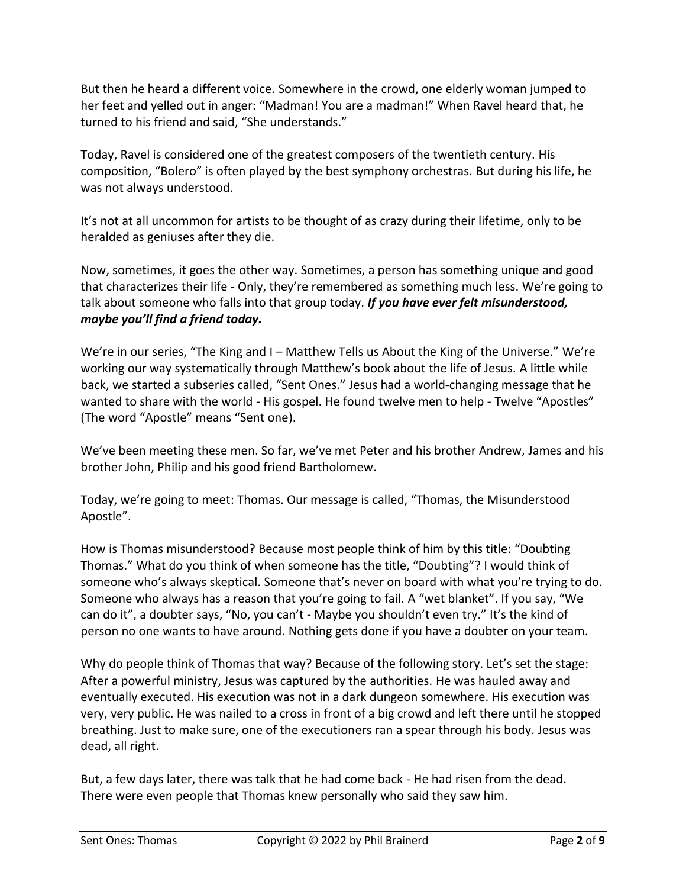But then he heard a different voice. Somewhere in the crowd, one elderly woman jumped to her feet and yelled out in anger: "Madman! You are a madman!" When Ravel heard that, he turned to his friend and said, "She understands."

Today, Ravel is considered one of the greatest composers of the twentieth century. His composition, "Bolero" is often played by the best symphony orchestras. But during his life, he was not always understood.

It's not at all uncommon for artists to be thought of as crazy during their lifetime, only to be heralded as geniuses after they die.

Now, sometimes, it goes the other way. Sometimes, a person has something unique and good that characterizes their life - Only, they're remembered as something much less. We're going to talk about someone who falls into that group today. ***If you have ever felt misunderstood, maybe you'll find a friend today.***

We're in our series, "The King and I – Matthew Tells us About the King of the Universe." We're working our way systematically through Matthew's book about the life of Jesus. A little while back, we started a subseries called, "Sent Ones." Jesus had a world-changing message that he wanted to share with the world - His gospel. He found twelve men to help - Twelve "Apostles" (The word "Apostle" means "Sent one).

We've been meeting these men. So far, we've met Peter and his brother Andrew, James and his brother John, Philip and his good friend Bartholomew.

Today, we're going to meet: Thomas. Our message is called, "Thomas, the Misunderstood Apostle".

How is Thomas misunderstood? Because most people think of him by this title: "Doubting Thomas." What do you think of when someone has the title, "Doubting"? I would think of someone who's always skeptical. Someone that's never on board with what you're trying to do. Someone who always has a reason that you're going to fail. A "wet blanket". If you say, "We can do it", a doubter says, "No, you can't - Maybe you shouldn't even try." It's the kind of person no one wants to have around. Nothing gets done if you have a doubter on your team.

Why do people think of Thomas that way? Because of the following story. Let's set the stage: After a powerful ministry, Jesus was captured by the authorities. He was hauled away and eventually executed. His execution was not in a dark dungeon somewhere. His execution was very, very public. He was nailed to a cross in front of a big crowd and left there until he stopped breathing. Just to make sure, one of the executioners ran a spear through his body. Jesus was dead, all right.

But, a few days later, there was talk that he had come back - He had risen from the dead. There were even people that Thomas knew personally who said they saw him.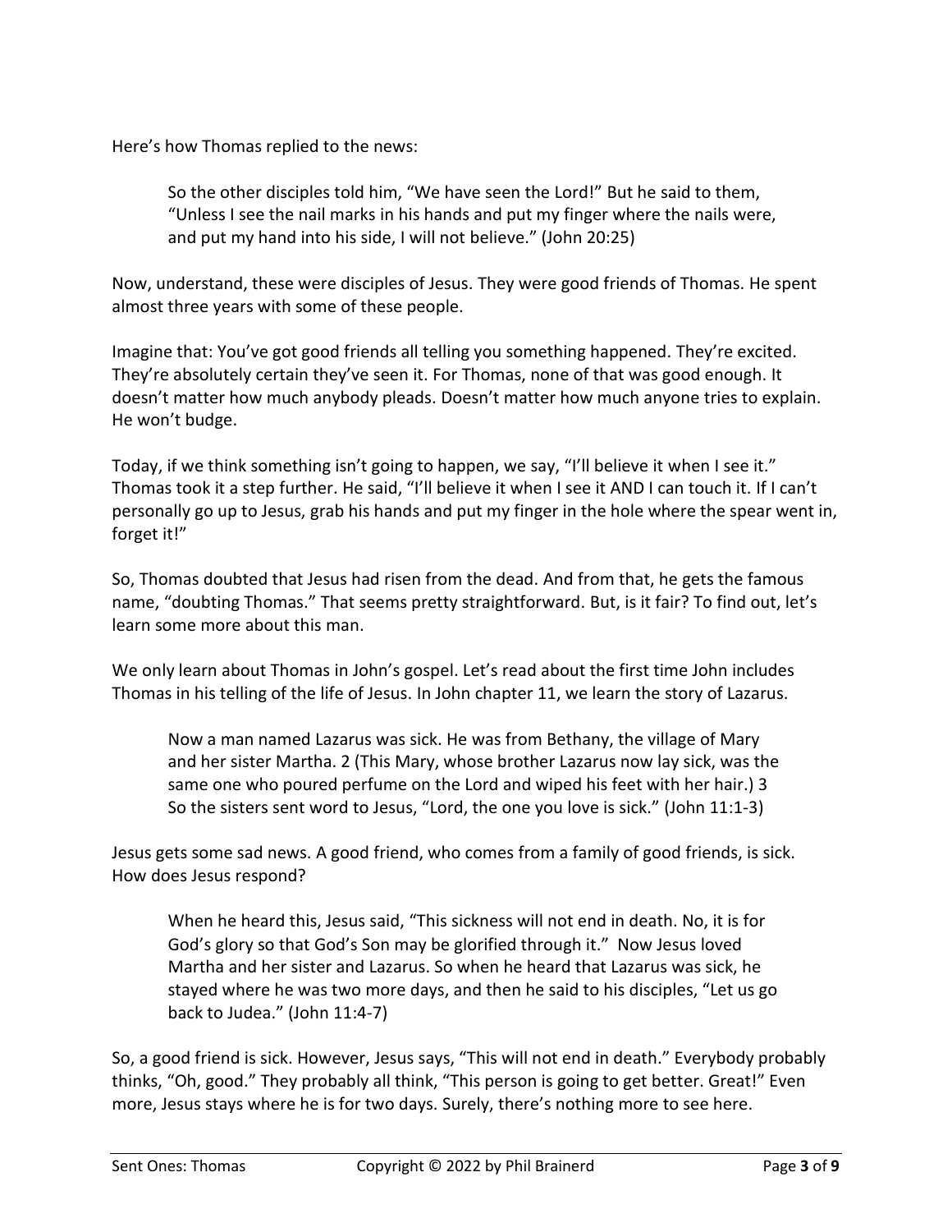Here's how Thomas replied to the news:

> So the other disciples told him, "We have seen the Lord!" But he said to them, "Unless I see the nail marks in his hands and put my finger where the nails were, and put my hand into his side, I will not believe." (John 20:25)

Now, understand, these were disciples of Jesus. They were good friends of Thomas. He spent almost three years with some of these people.

Imagine that: You've got good friends all telling you something happened. They're excited. They're absolutely certain they've seen it. For Thomas, none of that was good enough. It doesn't matter how much anybody pleads. Doesn't matter how much anyone tries to explain. He won't budge.

Today, if we think something isn't going to happen, we say, "I'll believe it when I see it." Thomas took it a step further. He said, "I'll believe it when I see it AND I can touch it. If I can't personally go up to Jesus, grab his hands and put my finger in the hole where the spear went in, forget it!"

So, Thomas doubted that Jesus had risen from the dead. And from that, he gets the famous name, "doubting Thomas." That seems pretty straightforward. But, is it fair? To find out, let's learn some more about this man.

We only learn about Thomas in John's gospel. Let's read about the first time John includes Thomas in his telling of the life of Jesus. In John chapter 11, we learn the story of Lazarus.

> Now a man named Lazarus was sick. He was from Bethany, the village of Mary and her sister Martha. 2 (This Mary, whose brother Lazarus now lay sick, was the same one who poured perfume on the Lord and wiped his feet with her hair.) 3 So the sisters sent word to Jesus, "Lord, the one you love is sick." (John 11:1-3)

Jesus gets some sad news. A good friend, who comes from a family of good friends, is sick. How does Jesus respond?

> When he heard this, Jesus said, "This sickness will not end in death. No, it is for God's glory so that God's Son may be glorified through it." Now Jesus loved Martha and her sister and Lazarus. So when he heard that Lazarus was sick, he stayed where he was two more days, and then he said to his disciples, "Let us go back to Judea." (John 11:4-7)

So, a good friend is sick. However, Jesus says, "This will not end in death." Everybody probably thinks, "Oh, good." They probably all think, "This person is going to get better. Great!" Even more, Jesus stays where he is for two days. Surely, there's nothing more to see here.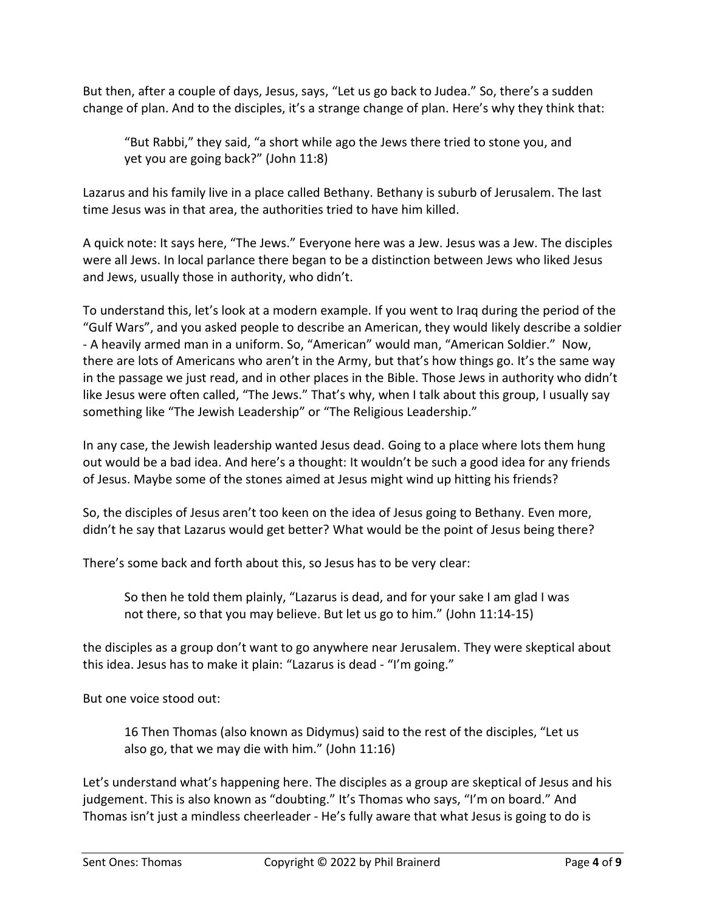But then, after a couple of days, Jesus, says, "Let us go back to Judea." So, there's a sudden change of plan. And to the disciples, it's a strange change of plan. Here's why they think that:

> "But Rabbi," they said, "a short while ago the Jews there tried to stone you, and yet you are going back?" (John 11:8)

Lazarus and his family live in a place called Bethany. Bethany is suburb of Jerusalem. The last time Jesus was in that area, the authorities tried to have him killed.

A quick note: It says here, "The Jews." Everyone here was a Jew. Jesus was a Jew. The disciples were all Jews. In local parlance there began to be a distinction between Jews who liked Jesus and Jews, usually those in authority, who didn't.

To understand this, let's look at a modern example. If you went to Iraq during the period of the "Gulf Wars", and you asked people to describe an American, they would likely describe a soldier - A heavily armed man in a uniform. So, "American" would man, "American Soldier." Now, there are lots of Americans who aren't in the Army, but that's how things go. It's the same way in the passage we just read, and in other places in the Bible. Those Jews in authority who didn't like Jesus were often called, "The Jews." That's why, when I talk about this group, I usually say something like "The Jewish Leadership" or "The Religious Leadership."

In any case, the Jewish leadership wanted Jesus dead. Going to a place where lots them hung out would be a bad idea. And here's a thought: It wouldn't be such a good idea for any friends of Jesus. Maybe some of the stones aimed at Jesus might wind up hitting his friends?

So, the disciples of Jesus aren't too keen on the idea of Jesus going to Bethany. Even more, didn't he say that Lazarus would get better? What would be the point of Jesus being there?

There's some back and forth about this, so Jesus has to be very clear:

> So then he told them plainly, "Lazarus is dead, and for your sake I am glad I was not there, so that you may believe. But let us go to him." (John 11:14-15)

the disciples as a group don't want to go anywhere near Jerusalem. They were skeptical about this idea. Jesus has to make it plain: "Lazarus is dead - "I'm going."

But one voice stood out:

> 16 Then Thomas (also known as Didymus) said to the rest of the disciples, "Let us also go, that we may die with him." (John 11:16)

Let's understand what's happening here. The disciples as a group are skeptical of Jesus and his judgement. This is also known as "doubting." It's Thomas who says, "I'm on board." And Thomas isn't just a mindless cheerleader - He's fully aware that what Jesus is going to do is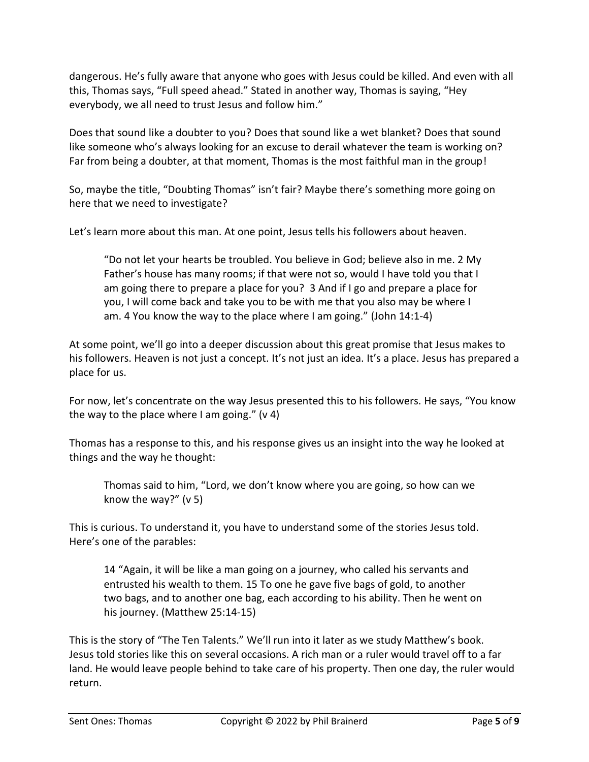dangerous. He's fully aware that anyone who goes with Jesus could be killed. And even with all this, Thomas says, "Full speed ahead." Stated in another way, Thomas is saying, "Hey everybody, we all need to trust Jesus and follow him."

Does that sound like a doubter to you? Does that sound like a wet blanket? Does that sound like someone who's always looking for an excuse to derail whatever the team is working on? Far from being a doubter, at that moment, Thomas is the most faithful man in the group!

So, maybe the title, "Doubting Thomas" isn't fair? Maybe there's something more going on here that we need to investigate?

Let's learn more about this man. At one point, Jesus tells his followers about heaven.

> "Do not let your hearts be troubled. You believe in God; believe also in me. 2 My Father's house has many rooms; if that were not so, would I have told you that I am going there to prepare a place for you? 3 And if I go and prepare a place for you, I will come back and take you to be with me that you also may be where I am. 4 You know the way to the place where I am going." (John 14:1-4)

At some point, we'll go into a deeper discussion about this great promise that Jesus makes to his followers. Heaven is not just a concept. It's not just an idea. It's a place. Jesus has prepared a place for us.

For now, let's concentrate on the way Jesus presented this to his followers. He says, "You know the way to the place where I am going." (v 4)

Thomas has a response to this, and his response gives us an insight into the way he looked at things and the way he thought:

> Thomas said to him, "Lord, we don't know where you are going, so how can we know the way?" (v 5)

This is curious. To understand it, you have to understand some of the stories Jesus told. Here's one of the parables:

> 14 "Again, it will be like a man going on a journey, who called his servants and entrusted his wealth to them. 15 To one he gave five bags of gold, to another two bags, and to another one bag, each according to his ability. Then he went on his journey. (Matthew 25:14-15)

This is the story of "The Ten Talents." We'll run into it later as we study Matthew's book. Jesus told stories like this on several occasions. A rich man or a ruler would travel off to a far land. He would leave people behind to take care of his property. Then one day, the ruler would return.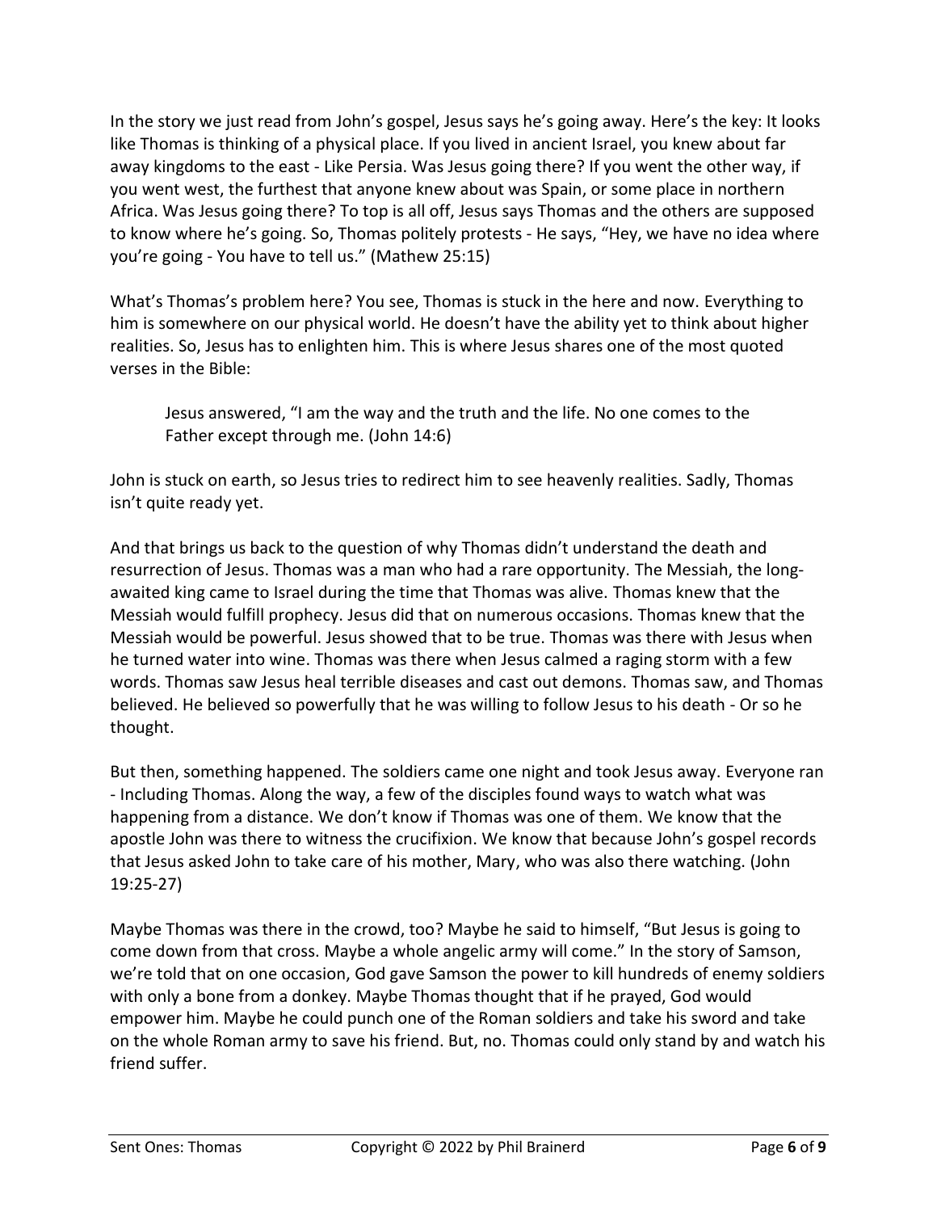In the story we just read from John's gospel, Jesus says he's going away. Here's the key: It looks like Thomas is thinking of a physical place. If you lived in ancient Israel, you knew about far away kingdoms to the east - Like Persia. Was Jesus going there? If you went the other way, if you went west, the furthest that anyone knew about was Spain, or some place in northern Africa. Was Jesus going there? To top is all off, Jesus says Thomas and the others are supposed to know where he's going. So, Thomas politely protests - He says, "Hey, we have no idea where you're going - You have to tell us." (Mathew 25:15)

What's Thomas's problem here? You see, Thomas is stuck in the here and now. Everything to him is somewhere on our physical world. He doesn't have the ability yet to think about higher realities. So, Jesus has to enlighten him. This is where Jesus shares one of the most quoted verses in the Bible:

> Jesus answered, "I am the way and the truth and the life. No one comes to the Father except through me. (John 14:6)

John is stuck on earth, so Jesus tries to redirect him to see heavenly realities. Sadly, Thomas isn't quite ready yet.

And that brings us back to the question of why Thomas didn't understand the death and resurrection of Jesus. Thomas was a man who had a rare opportunity. The Messiah, the long-awaited king came to Israel during the time that Thomas was alive. Thomas knew that the Messiah would fulfill prophecy. Jesus did that on numerous occasions. Thomas knew that the Messiah would be powerful. Jesus showed that to be true. Thomas was there with Jesus when he turned water into wine. Thomas was there when Jesus calmed a raging storm with a few words. Thomas saw Jesus heal terrible diseases and cast out demons. Thomas saw, and Thomas believed. He believed so powerfully that he was willing to follow Jesus to his death - Or so he thought.

But then, something happened. The soldiers came one night and took Jesus away. Everyone ran - Including Thomas. Along the way, a few of the disciples found ways to watch what was happening from a distance. We don't know if Thomas was one of them. We know that the apostle John was there to witness the crucifixion. We know that because John's gospel records that Jesus asked John to take care of his mother, Mary, who was also there watching. (John 19:25-27)

Maybe Thomas was there in the crowd, too? Maybe he said to himself, "But Jesus is going to come down from that cross. Maybe a whole angelic army will come." In the story of Samson, we're told that on one occasion, God gave Samson the power to kill hundreds of enemy soldiers with only a bone from a donkey. Maybe Thomas thought that if he prayed, God would empower him. Maybe he could punch one of the Roman soldiers and take his sword and take on the whole Roman army to save his friend. But, no. Thomas could only stand by and watch his friend suffer.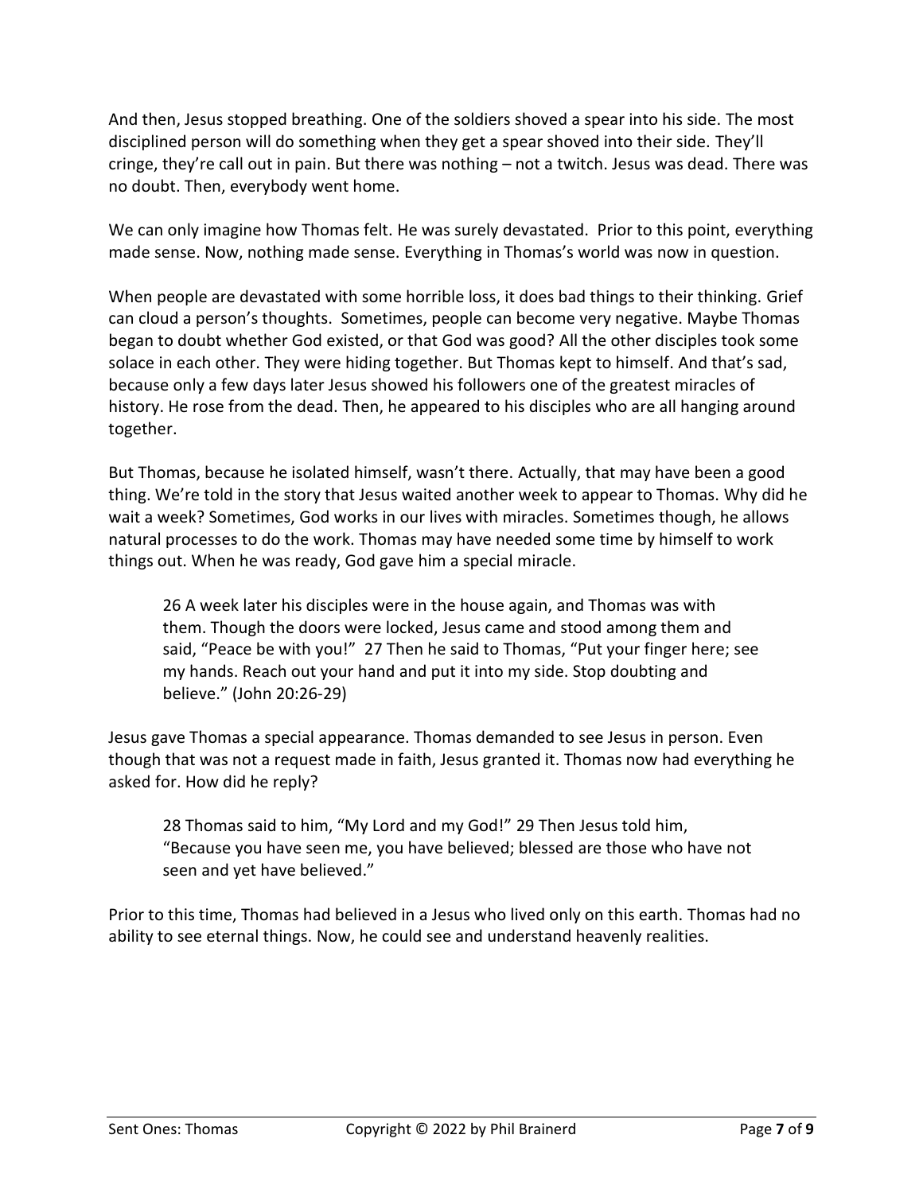And then, Jesus stopped breathing. One of the soldiers shoved a spear into his side. The most disciplined person will do something when they get a spear shoved into their side. They'll cringe, they're call out in pain. But there was nothing – not a twitch. Jesus was dead. There was no doubt. Then, everybody went home.

We can only imagine how Thomas felt. He was surely devastated. Prior to this point, everything made sense. Now, nothing made sense. Everything in Thomas's world was now in question.

When people are devastated with some horrible loss, it does bad things to their thinking. Grief can cloud a person's thoughts. Sometimes, people can become very negative. Maybe Thomas began to doubt whether God existed, or that God was good? All the other disciples took some solace in each other. They were hiding together. But Thomas kept to himself. And that's sad, because only a few days later Jesus showed his followers one of the greatest miracles of history. He rose from the dead. Then, he appeared to his disciples who are all hanging around together.

But Thomas, because he isolated himself, wasn't there. Actually, that may have been a good thing. We're told in the story that Jesus waited another week to appear to Thomas. Why did he wait a week? Sometimes, God works in our lives with miracles. Sometimes though, he allows natural processes to do the work. Thomas may have needed some time by himself to work things out. When he was ready, God gave him a special miracle.

> 26 A week later his disciples were in the house again, and Thomas was with them. Though the doors were locked, Jesus came and stood among them and said, "Peace be with you!" 27 Then he said to Thomas, "Put your finger here; see my hands. Reach out your hand and put it into my side. Stop doubting and believe." (John 20:26-29)

Jesus gave Thomas a special appearance. Thomas demanded to see Jesus in person. Even though that was not a request made in faith, Jesus granted it. Thomas now had everything he asked for. How did he reply?

> 28 Thomas said to him, "My Lord and my God!" 29 Then Jesus told him, "Because you have seen me, you have believed; blessed are those who have not seen and yet have believed."

Prior to this time, Thomas had believed in a Jesus who lived only on this earth. Thomas had no ability to see eternal things. Now, he could see and understand heavenly realities.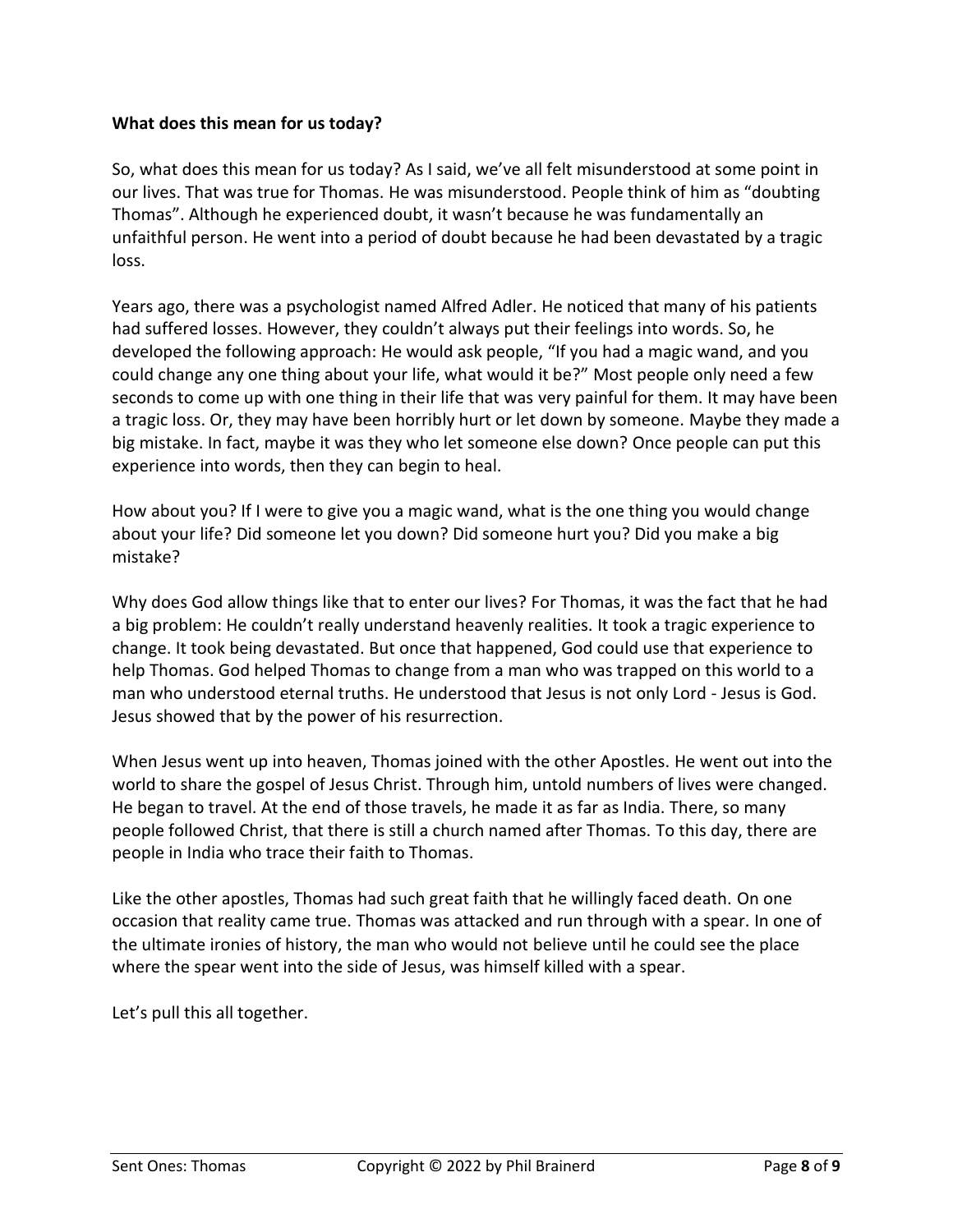**What does this mean for us today?**

So, what does this mean for us today? As I said, we've all felt misunderstood at some point in our lives. That was true for Thomas. He was misunderstood. People think of him as "doubting Thomas". Although he experienced doubt, it wasn't because he was fundamentally an unfaithful person. He went into a period of doubt because he had been devastated by a tragic loss.

Years ago, there was a psychologist named Alfred Adler. He noticed that many of his patients had suffered losses. However, they couldn't always put their feelings into words. So, he developed the following approach: He would ask people, "If you had a magic wand, and you could change any one thing about your life, what would it be?" Most people only need a few seconds to come up with one thing in their life that was very painful for them. It may have been a tragic loss. Or, they may have been horribly hurt or let down by someone. Maybe they made a big mistake. In fact, maybe it was they who let someone else down? Once people can put this experience into words, then they can begin to heal.

How about you? If I were to give you a magic wand, what is the one thing you would change about your life? Did someone let you down? Did someone hurt you? Did you make a big mistake?

Why does God allow things like that to enter our lives? For Thomas, it was the fact that he had a big problem: He couldn't really understand heavenly realities. It took a tragic experience to change. It took being devastated. But once that happened, God could use that experience to help Thomas. God helped Thomas to change from a man who was trapped on this world to a man who understood eternal truths. He understood that Jesus is not only Lord - Jesus is God. Jesus showed that by the power of his resurrection.

When Jesus went up into heaven, Thomas joined with the other Apostles. He went out into the world to share the gospel of Jesus Christ. Through him, untold numbers of lives were changed. He began to travel. At the end of those travels, he made it as far as India. There, so many people followed Christ, that there is still a church named after Thomas. To this day, there are people in India who trace their faith to Thomas.

Like the other apostles, Thomas had such great faith that he willingly faced death. On one occasion that reality came true. Thomas was attacked and run through with a spear. In one of the ultimate ironies of history, the man who would not believe until he could see the place where the spear went into the side of Jesus, was himself killed with a spear.

Let's pull this all together.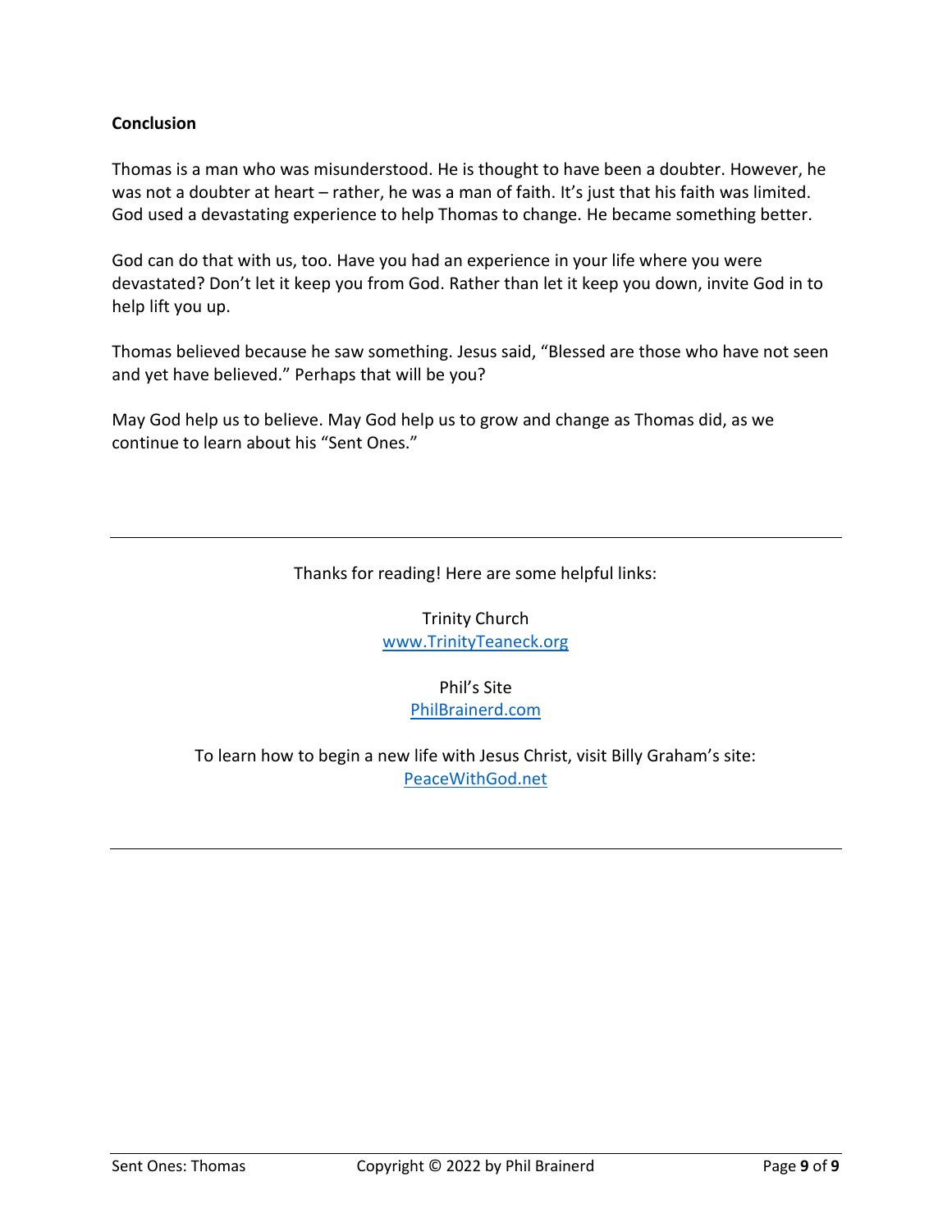**Conclusion**

Thomas is a man who was misunderstood. He is thought to have been a doubter. However, he was not a doubter at heart – rather, he was a man of faith. It's just that his faith was limited. God used a devastating experience to help Thomas to change. He became something better.

God can do that with us, too. Have you had an experience in your life where you were devastated? Don't let it keep you from God. Rather than let it keep you down, invite God in to help lift you up.

Thomas believed because he saw something. Jesus said, "Blessed are those who have not seen and yet have believed." Perhaps that will be you?

May God help us to believe. May God help us to grow and change as Thomas did, as we continue to learn about his "Sent Ones."

---

Thanks for reading! Here are some helpful links:

Trinity Church
www.TrinityTeaneck.org

Phil's Site
PhilBrainerd.com

To learn how to begin a new life with Jesus Christ, visit Billy Graham's site:
PeaceWithGod.net

---